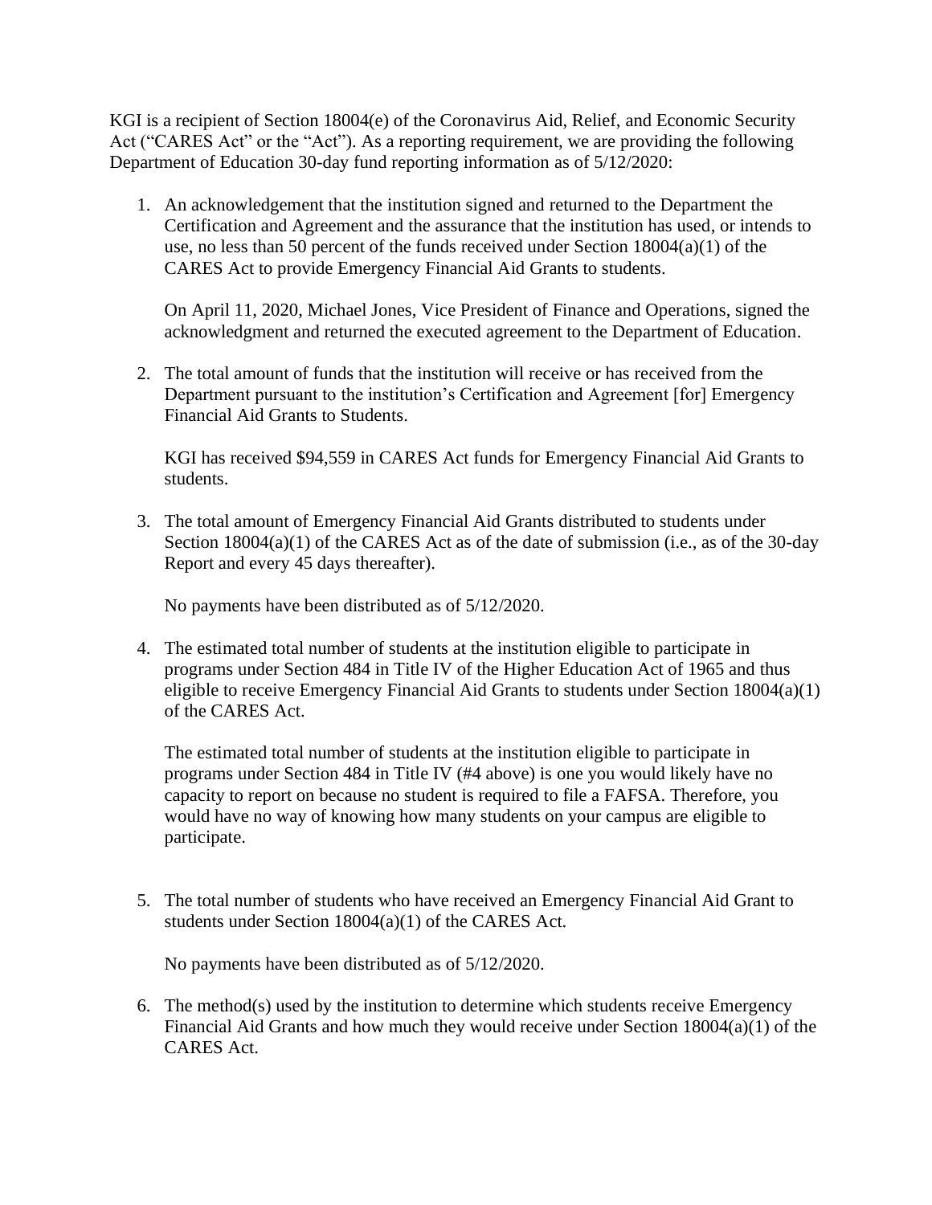KGI is a recipient of Section 18004(e) of the Coronavirus Aid, Relief, and Economic Security Act ("CARES Act" or the "Act"). As a reporting requirement, we are providing the following Department of Education 30-day fund reporting information as of 5/12/2020:

1. An acknowledgement that the institution signed and returned to the Department the Certification and Agreement and the assurance that the institution has used, or intends to use, no less than 50 percent of the funds received under Section 18004(a)(1) of the CARES Act to provide Emergency Financial Aid Grants to students.

   On April 11, 2020, Michael Jones, Vice President of Finance and Operations, signed the acknowledgment and returned the executed agreement to the Department of Education.

2. The total amount of funds that the institution will receive or has received from the Department pursuant to the institution's Certification and Agreement [for] Emergency Financial Aid Grants to Students.

   KGI has received $94,559 in CARES Act funds for Emergency Financial Aid Grants to students.

3. The total amount of Emergency Financial Aid Grants distributed to students under Section 18004(a)(1) of the CARES Act as of the date of submission (i.e., as of the 30-day Report and every 45 days thereafter).

   No payments have been distributed as of 5/12/2020.

4. The estimated total number of students at the institution eligible to participate in programs under Section 484 in Title IV of the Higher Education Act of 1965 and thus eligible to receive Emergency Financial Aid Grants to students under Section 18004(a)(1) of the CARES Act.

   The estimated total number of students at the institution eligible to participate in programs under Section 484 in Title IV (#4 above) is one you would likely have no capacity to report on because no student is required to file a FAFSA. Therefore, you would have no way of knowing how many students on your campus are eligible to participate.

5. The total number of students who have received an Emergency Financial Aid Grant to students under Section 18004(a)(1) of the CARES Act.

   No payments have been distributed as of 5/12/2020.

6. The method(s) used by the institution to determine which students receive Emergency Financial Aid Grants and how much they would receive under Section 18004(a)(1) of the CARES Act.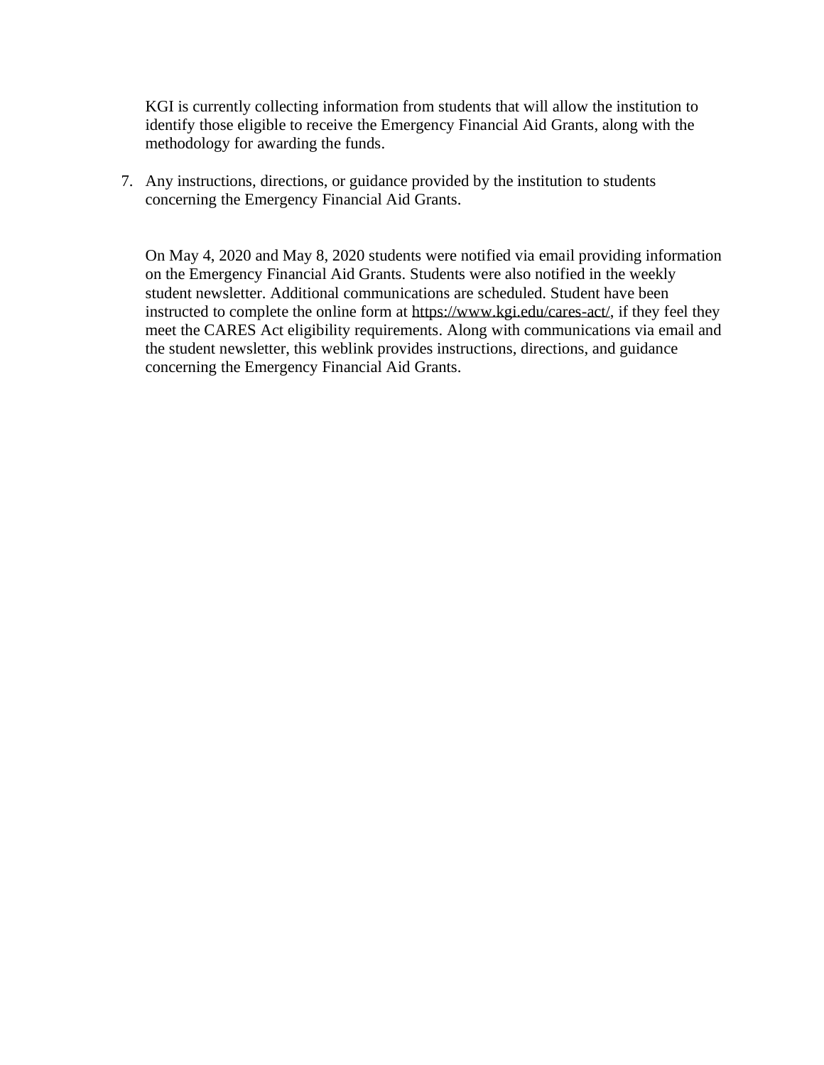KGI is currently collecting information from students that will allow the institution to identify those eligible to receive the Emergency Financial Aid Grants, along with the methodology for awarding the funds.

7. Any instructions, directions, or guidance provided by the institution to students concerning the Emergency Financial Aid Grants.

   On May 4, 2020 and May 8, 2020 students were notified via email providing information on the Emergency Financial Aid Grants. Students were also notified in the weekly student newsletter. Additional communications are scheduled. Student have been instructed to complete the online form at https://www.kgi.edu/cares-act/, if they feel they meet the CARES Act eligibility requirements. Along with communications via email and the student newsletter, this weblink provides instructions, directions, and guidance concerning the Emergency Financial Aid Grants.